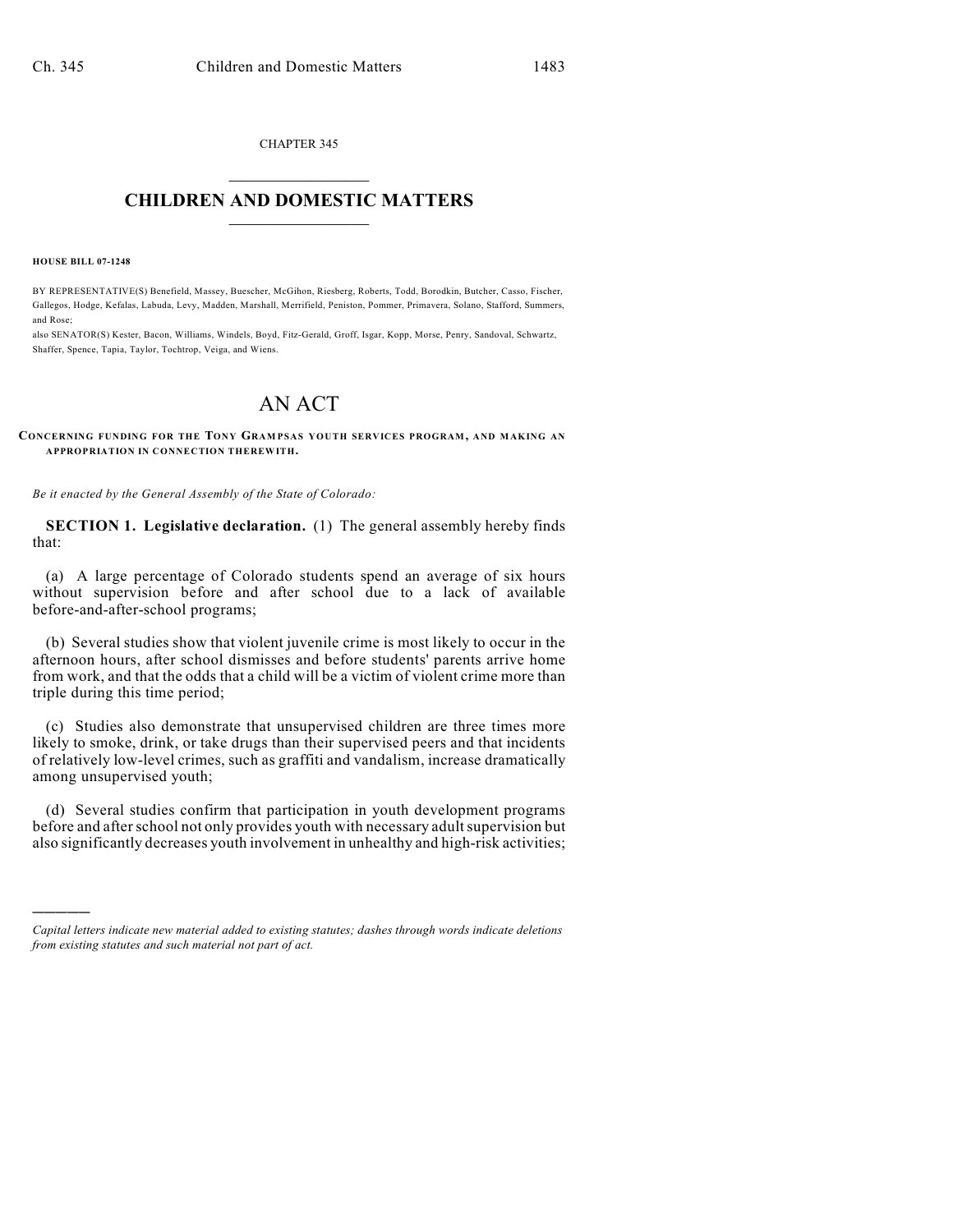CHAPTER 345

# CHILDREN AND DOMESTIC MATTERS

**HOUSE BILL 07-1248**

BY REPRESENTATIVE(S) Benefield, Massey, Buescher, McGihon, Riesberg, Roberts, Todd, Borodkin, Butcher, Casso, Fischer, Gallegos, Hodge, Kefalas, Labuda, Levy, Madden, Marshall, Merrifield, Peniston, Pommer, Primavera, Solano, Stafford, Summers, and Rose;

also SENATOR(S) Kester, Bacon, Williams, Windels, Boyd, Fitz-Gerald, Groff, Isgar, Kopp, Morse, Penry, Sandoval, Schwartz, Shaffer, Spence, Tapia, Taylor, Tochtrop, Veiga, and Wiens.

# AN ACT

**CONCERNING FUNDING FOR THE TONY GRAMPSAS YOUTH SERVICES PROGRAM, AND MAKING AN APPROPRIATION IN CONNECTION THEREWITH.**

*Be it enacted by the General Assembly of the State of Colorado:*

**SECTION 1. Legislative declaration.** (1) The general assembly hereby finds that:

(a) A large percentage of Colorado students spend an average of six hours without supervision before and after school due to a lack of available before-and-after-school programs;

(b) Several studies show that violent juvenile crime is most likely to occur in the afternoon hours, after school dismisses and before students' parents arrive home from work, and that the odds that a child will be a victim of violent crime more than triple during this time period;

(c) Studies also demonstrate that unsupervised children are three times more likely to smoke, drink, or take drugs than their supervised peers and that incidents of relatively low-level crimes, such as graffiti and vandalism, increase dramatically among unsupervised youth;

(d) Several studies confirm that participation in youth development programs before and after school not only provides youth with necessary adult supervision but also significantly decreases youth involvement in unhealthy and high-risk activities;

---

*Capital letters indicate new material added to existing statutes; dashes through words indicate deletions from existing statutes and such material not part of act.*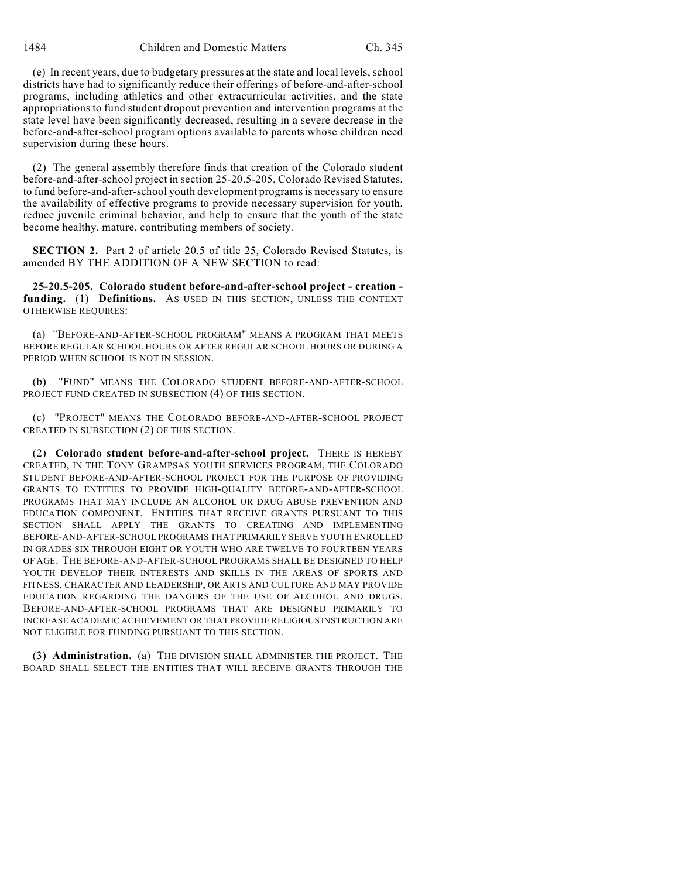(e) In recent years, due to budgetary pressures at the state and local levels, school districts have had to significantly reduce their offerings of before-and-after-school programs, including athletics and other extracurricular activities, and the state appropriations to fund student dropout prevention and intervention programs at the state level have been significantly decreased, resulting in a severe decrease in the before-and-after-school program options available to parents whose children need supervision during these hours.

(2) The general assembly therefore finds that creation of the Colorado student before-and-after-school project in section 25-20.5-205, Colorado Revised Statutes, to fund before-and-after-school youth development programs is necessary to ensure the availability of effective programs to provide necessary supervision for youth, reduce juvenile criminal behavior, and help to ensure that the youth of the state become healthy, mature, contributing members of society.

**SECTION 2.** Part 2 of article 20.5 of title 25, Colorado Revised Statutes, is amended BY THE ADDITION OF A NEW SECTION to read:

**25-20.5-205. Colorado student before-and-after-school project - creation - funding.** (1) **Definitions.** AS USED IN THIS SECTION, UNLESS THE CONTEXT OTHERWISE REQUIRES:

(a) "BEFORE-AND-AFTER-SCHOOL PROGRAM" MEANS A PROGRAM THAT MEETS BEFORE REGULAR SCHOOL HOURS OR AFTER REGULAR SCHOOL HOURS OR DURING A PERIOD WHEN SCHOOL IS NOT IN SESSION.

(b) "FUND" MEANS THE COLORADO STUDENT BEFORE-AND-AFTER-SCHOOL PROJECT FUND CREATED IN SUBSECTION (4) OF THIS SECTION.

(c) "PROJECT" MEANS THE COLORADO BEFORE-AND-AFTER-SCHOOL PROJECT CREATED IN SUBSECTION (2) OF THIS SECTION.

(2) **Colorado student before-and-after-school project.** THERE IS HEREBY CREATED, IN THE TONY GRAMPSAS YOUTH SERVICES PROGRAM, THE COLORADO STUDENT BEFORE-AND-AFTER-SCHOOL PROJECT FOR THE PURPOSE OF PROVIDING GRANTS TO ENTITIES TO PROVIDE HIGH-QUALITY BEFORE-AND-AFTER-SCHOOL PROGRAMS THAT MAY INCLUDE AN ALCOHOL OR DRUG ABUSE PREVENTION AND EDUCATION COMPONENT. ENTITIES THAT RECEIVE GRANTS PURSUANT TO THIS SECTION SHALL APPLY THE GRANTS TO CREATING AND IMPLEMENTING BEFORE-AND-AFTER-SCHOOL PROGRAMS THAT PRIMARILY SERVE YOUTH ENROLLED IN GRADES SIX THROUGH EIGHT OR YOUTH WHO ARE TWELVE TO FOURTEEN YEARS OF AGE. THE BEFORE-AND-AFTER-SCHOOL PROGRAMS SHALL BE DESIGNED TO HELP YOUTH DEVELOP THEIR INTERESTS AND SKILLS IN THE AREAS OF SPORTS AND FITNESS, CHARACTER AND LEADERSHIP, OR ARTS AND CULTURE AND MAY PROVIDE EDUCATION REGARDING THE DANGERS OF THE USE OF ALCOHOL AND DRUGS. BEFORE-AND-AFTER-SCHOOL PROGRAMS THAT ARE DESIGNED PRIMARILY TO INCREASE ACADEMIC ACHIEVEMENT OR THAT PROVIDE RELIGIOUS INSTRUCTION ARE NOT ELIGIBLE FOR FUNDING PURSUANT TO THIS SECTION.

(3) **Administration.** (a) THE DIVISION SHALL ADMINISTER THE PROJECT. THE BOARD SHALL SELECT THE ENTITIES THAT WILL RECEIVE GRANTS THROUGH THE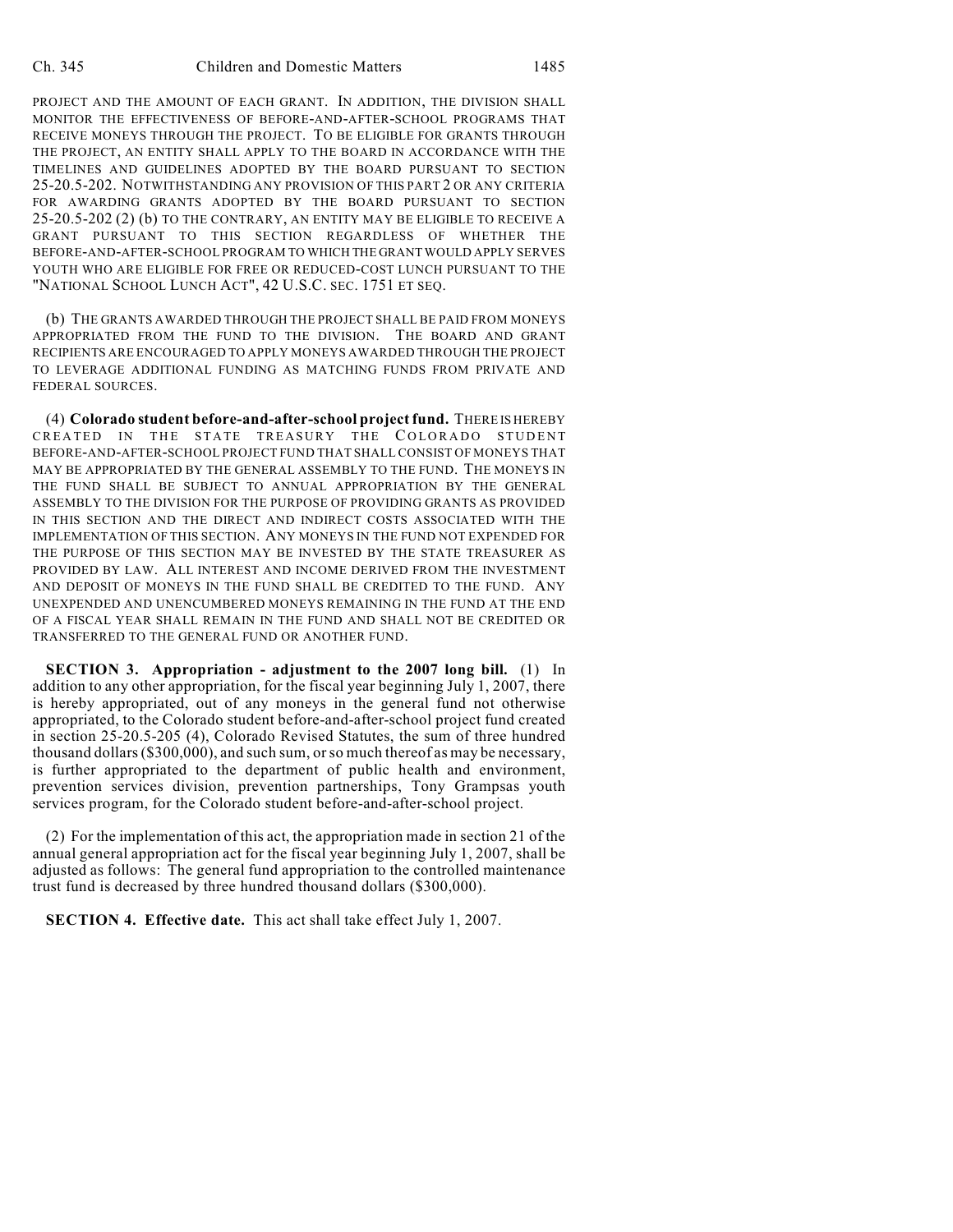PROJECT AND THE AMOUNT OF EACH GRANT. IN ADDITION, THE DIVISION SHALL MONITOR THE EFFECTIVENESS OF BEFORE-AND-AFTER-SCHOOL PROGRAMS THAT RECEIVE MONEYS THROUGH THE PROJECT. TO BE ELIGIBLE FOR GRANTS THROUGH THE PROJECT, AN ENTITY SHALL APPLY TO THE BOARD IN ACCORDANCE WITH THE TIMELINES AND GUIDELINES ADOPTED BY THE BOARD PURSUANT TO SECTION 25-20.5-202. NOTWITHSTANDING ANY PROVISION OF THIS PART 2 OR ANY CRITERIA FOR AWARDING GRANTS ADOPTED BY THE BOARD PURSUANT TO SECTION 25-20.5-202 (2) (b) TO THE CONTRARY, AN ENTITY MAY BE ELIGIBLE TO RECEIVE A GRANT PURSUANT TO THIS SECTION REGARDLESS OF WHETHER THE BEFORE-AND-AFTER-SCHOOL PROGRAM TO WHICH THE GRANT WOULD APPLY SERVES YOUTH WHO ARE ELIGIBLE FOR FREE OR REDUCED-COST LUNCH PURSUANT TO THE "NATIONAL SCHOOL LUNCH ACT", 42 U.S.C. SEC. 1751 ET SEQ.

(b) THE GRANTS AWARDED THROUGH THE PROJECT SHALL BE PAID FROM MONEYS APPROPRIATED FROM THE FUND TO THE DIVISION. THE BOARD AND GRANT RECIPIENTS ARE ENCOURAGED TO APPLY MONEYS AWARDED THROUGH THE PROJECT TO LEVERAGE ADDITIONAL FUNDING AS MATCHING FUNDS FROM PRIVATE AND FEDERAL SOURCES.

(4) **Colorado student before-and-after-school project fund.** THERE IS HEREBY CREATED IN THE STATE TREASURY THE COLORADO STUDENT BEFORE-AND-AFTER-SCHOOL PROJECT FUND THAT SHALL CONSIST OF MONEYS THAT MAY BE APPROPRIATED BY THE GENERAL ASSEMBLY TO THE FUND. THE MONEYS IN THE FUND SHALL BE SUBJECT TO ANNUAL APPROPRIATION BY THE GENERAL ASSEMBLY TO THE DIVISION FOR THE PURPOSE OF PROVIDING GRANTS AS PROVIDED IN THIS SECTION AND THE DIRECT AND INDIRECT COSTS ASSOCIATED WITH THE IMPLEMENTATION OF THIS SECTION. ANY MONEYS IN THE FUND NOT EXPENDED FOR THE PURPOSE OF THIS SECTION MAY BE INVESTED BY THE STATE TREASURER AS PROVIDED BY LAW. ALL INTEREST AND INCOME DERIVED FROM THE INVESTMENT AND DEPOSIT OF MONEYS IN THE FUND SHALL BE CREDITED TO THE FUND. ANY UNEXPENDED AND UNENCUMBERED MONEYS REMAINING IN THE FUND AT THE END OF A FISCAL YEAR SHALL REMAIN IN THE FUND AND SHALL NOT BE CREDITED OR TRANSFERRED TO THE GENERAL FUND OR ANOTHER FUND.

**SECTION 3. Appropriation - adjustment to the 2007 long bill.** (1) In addition to any other appropriation, for the fiscal year beginning July 1, 2007, there is hereby appropriated, out of any moneys in the general fund not otherwise appropriated, to the Colorado student before-and-after-school project fund created in section 25-20.5-205 (4), Colorado Revised Statutes, the sum of three hundred thousand dollars ($300,000), and such sum, or so much thereof as may be necessary, is further appropriated to the department of public health and environment, prevention services division, prevention partnerships, Tony Grampsas youth services program, for the Colorado student before-and-after-school project.

(2) For the implementation of this act, the appropriation made in section 21 of the annual general appropriation act for the fiscal year beginning July 1, 2007, shall be adjusted as follows: The general fund appropriation to the controlled maintenance trust fund is decreased by three hundred thousand dollars ($300,000).

**SECTION 4. Effective date.** This act shall take effect July 1, 2007.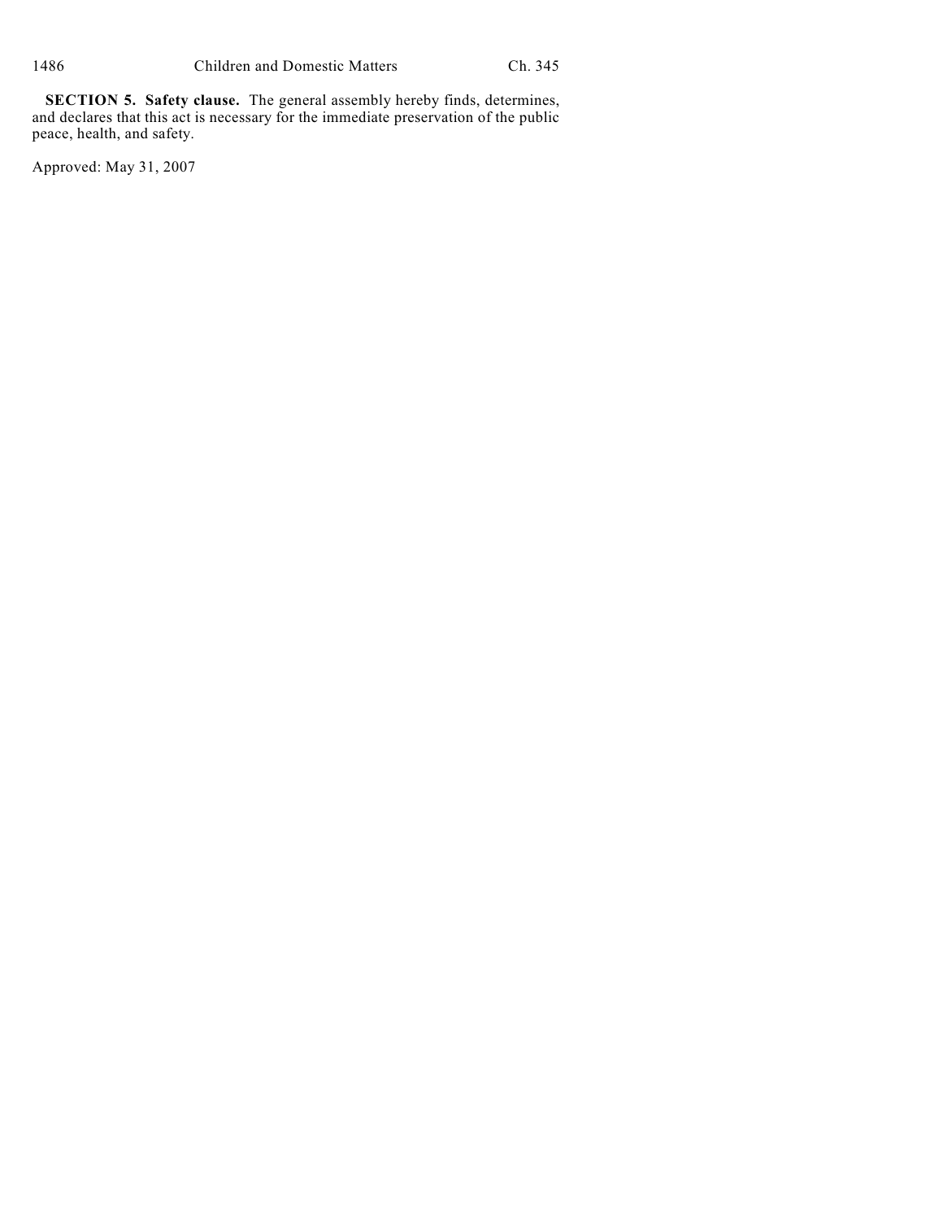**SECTION 5. Safety clause.** The general assembly hereby finds, determines, and declares that this act is necessary for the immediate preservation of the public peace, health, and safety.

Approved: May 31, 2007